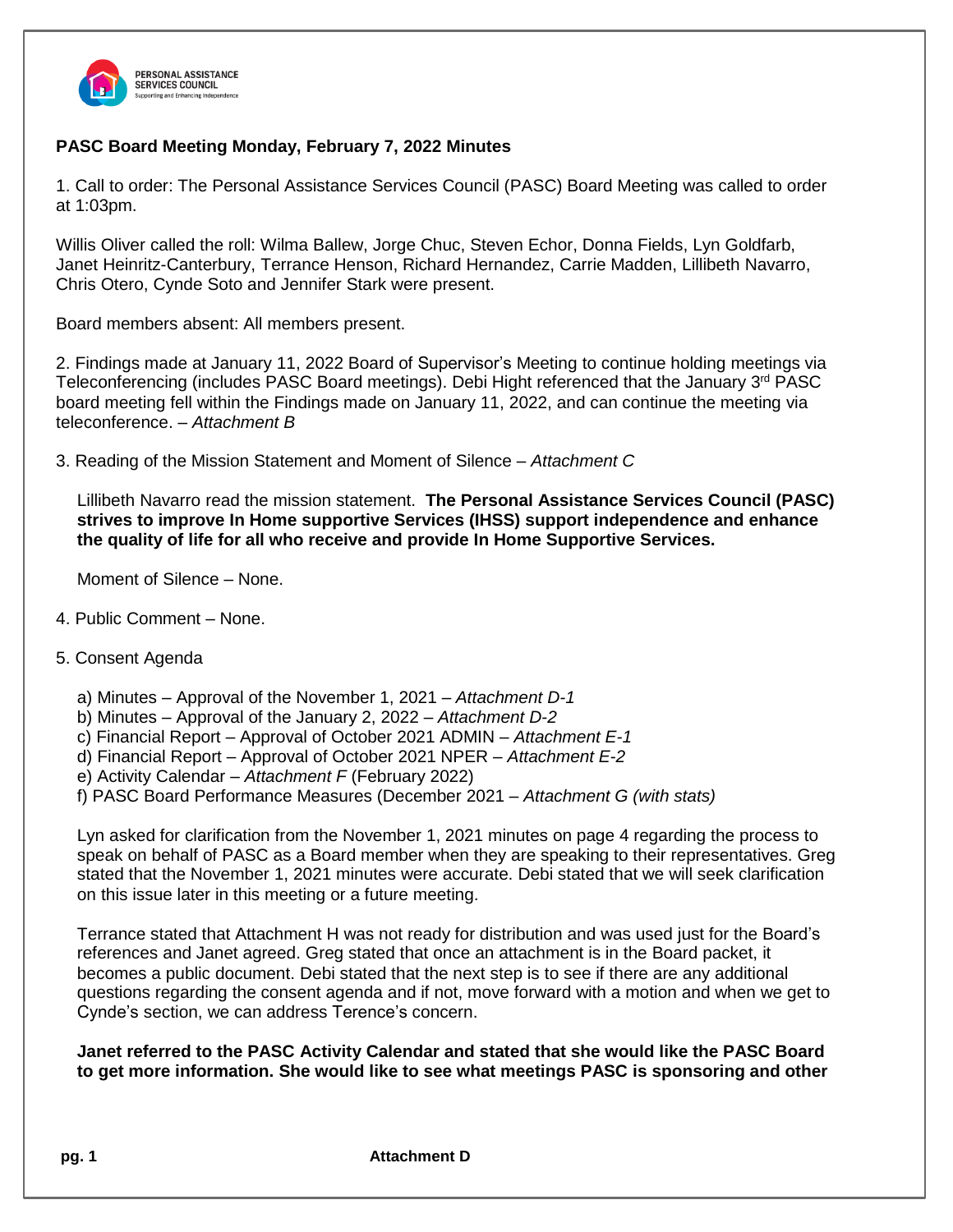PERSONAL ASSISTANCE SERVICES COUNCIL
Supporting and Enhancing Independence

**PASC Board Meeting Monday, February 7, 2022 Minutes**

1. Call to order: The Personal Assistance Services Council (PASC) Board Meeting was called to order at 1:03pm.

Willis Oliver called the roll: Wilma Ballew, Jorge Chuc, Steven Echor, Donna Fields, Lyn Goldfarb, Janet Heinritz-Canterbury, Terrance Henson, Richard Hernandez, Carrie Madden, Lillibeth Navarro, Chris Otero, Cynde Soto and Jennifer Stark were present.

Board members absent: All members present.

2. Findings made at January 11, 2022 Board of Supervisor's Meeting to continue holding meetings via Teleconferencing (includes PASC Board meetings). Debi Hight referenced that the January 3rd PASC board meeting fell within the Findings made on January 11, 2022, and can continue the meeting via teleconference. – *Attachment B*

3. Reading of the Mission Statement and Moment of Silence – *Attachment C*

   Lillibeth Navarro read the mission statement. **The Personal Assistance Services Council (PASC) strives to improve In Home supportive Services (IHSS) support independence and enhance the quality of life for all who receive and provide In Home Supportive Services.**

   Moment of Silence – None.

4. Public Comment – None.

5. Consent Agenda

   a) Minutes – Approval of the November 1, 2021 – *Attachment D-1*
   b) Minutes – Approval of the January 2, 2022 – *Attachment D-2*
   c) Financial Report – Approval of October 2021 ADMIN – *Attachment E-1*
   d) Financial Report – Approval of October 2021 NPER – *Attachment E-2*
   e) Activity Calendar – *Attachment F* (February 2022)
   f) PASC Board Performance Measures (December 2021 – *Attachment G (with stats)*

   Lyn asked for clarification from the November 1, 2021 minutes on page 4 regarding the process to speak on behalf of PASC as a Board member when they are speaking to their representatives. Greg stated that the November 1, 2021 minutes were accurate. Debi stated that we will seek clarification on this issue later in this meeting or a future meeting.

   Terrance stated that Attachment H was not ready for distribution and was used just for the Board's references and Janet agreed. Greg stated that once an attachment is in the Board packet, it becomes a public document. Debi stated that the next step is to see if there are any additional questions regarding the consent agenda and if not, move forward with a motion and when we get to Cynde's section, we can address Terence's concern.

   **Janet referred to the PASC Activity Calendar and stated that she would like the PASC Board to get more information. She would like to see what meetings PASC is sponsoring and other**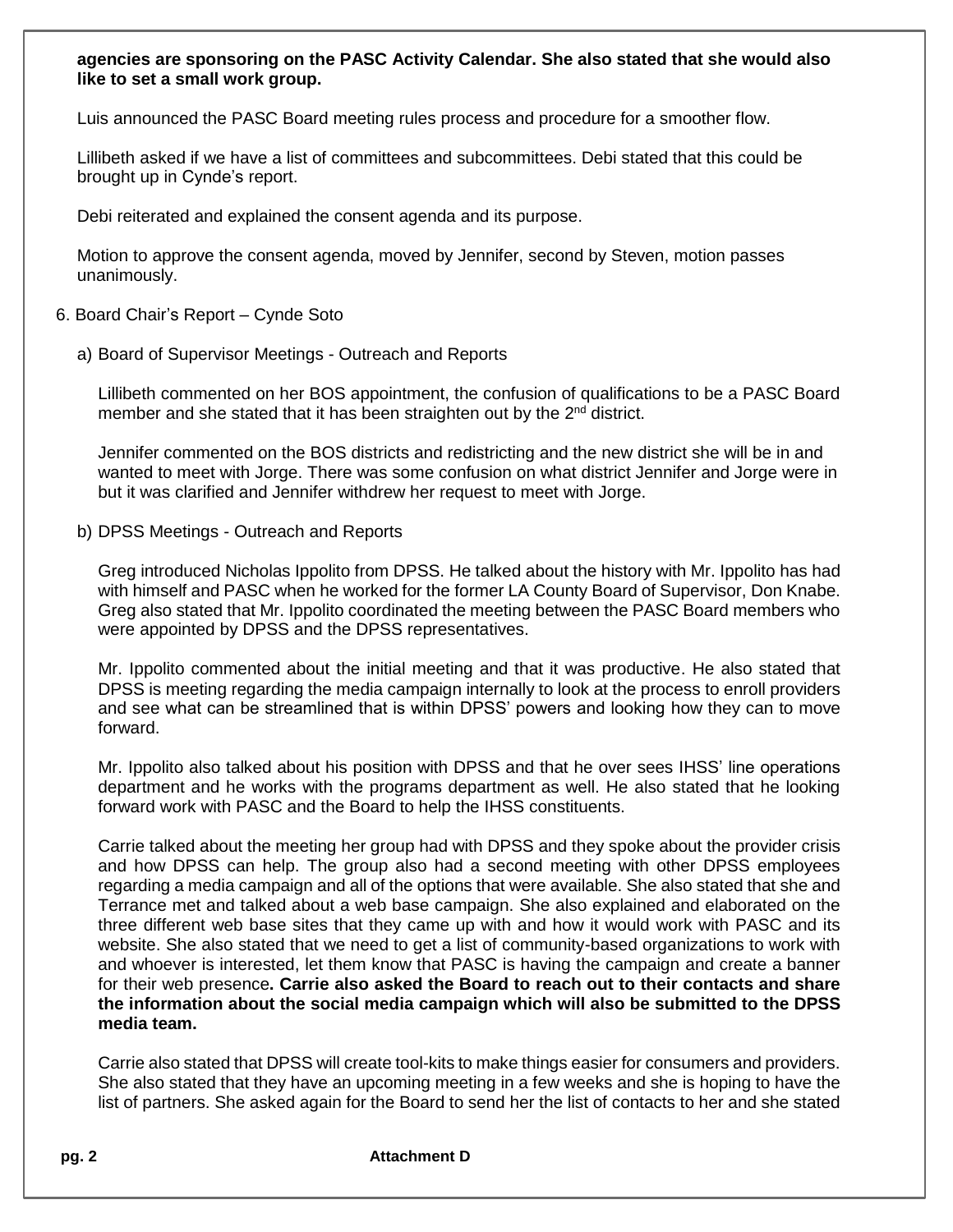**agencies are sponsoring on the PASC Activity Calendar. She also stated that she would also like to set a small work group.**

Luis announced the PASC Board meeting rules process and procedure for a smoother flow.

Lillibeth asked if we have a list of committees and subcommittees. Debi stated that this could be brought up in Cynde's report.

Debi reiterated and explained the consent agenda and its purpose.

Motion to approve the consent agenda, moved by Jennifer, second by Steven, motion passes unanimously.

6. Board Chair's Report – Cynde Soto

   a) Board of Supervisor Meetings - Outreach and Reports

   Lillibeth commented on her BOS appointment, the confusion of qualifications to be a PASC Board member and she stated that it has been straighten out by the 2nd district.

   Jennifer commented on the BOS districts and redistricting and the new district she will be in and wanted to meet with Jorge. There was some confusion on what district Jennifer and Jorge were in but it was clarified and Jennifer withdrew her request to meet with Jorge.

   b) DPSS Meetings - Outreach and Reports

   Greg introduced Nicholas Ippolito from DPSS. He talked about the history with Mr. Ippolito has had with himself and PASC when he worked for the former LA County Board of Supervisor, Don Knabe. Greg also stated that Mr. Ippolito coordinated the meeting between the PASC Board members who were appointed by DPSS and the DPSS representatives.

   Mr. Ippolito commented about the initial meeting and that it was productive. He also stated that DPSS is meeting regarding the media campaign internally to look at the process to enroll providers and see what can be streamlined that is within DPSS' powers and looking how they can to move forward.

   Mr. Ippolito also talked about his position with DPSS and that he over sees IHSS' line operations department and he works with the programs department as well. He also stated that he looking forward work with PASC and the Board to help the IHSS constituents.

   Carrie talked about the meeting her group had with DPSS and they spoke about the provider crisis and how DPSS can help. The group also had a second meeting with other DPSS employees regarding a media campaign and all of the options that were available. She also stated that she and Terrance met and talked about a web base campaign. She also explained and elaborated on the three different web base sites that they came up with and how it would work with PASC and its website. She also stated that we need to get a list of community-based organizations to work with and whoever is interested, let them know that PASC is having the campaign and create a banner for their web presence**. Carrie also asked the Board to reach out to their contacts and share the information about the social media campaign which will also be submitted to the DPSS media team.**

   Carrie also stated that DPSS will create tool-kits to make things easier for consumers and providers. She also stated that they have an upcoming meeting in a few weeks and she is hoping to have the list of partners. She asked again for the Board to send her the list of contacts to her and she stated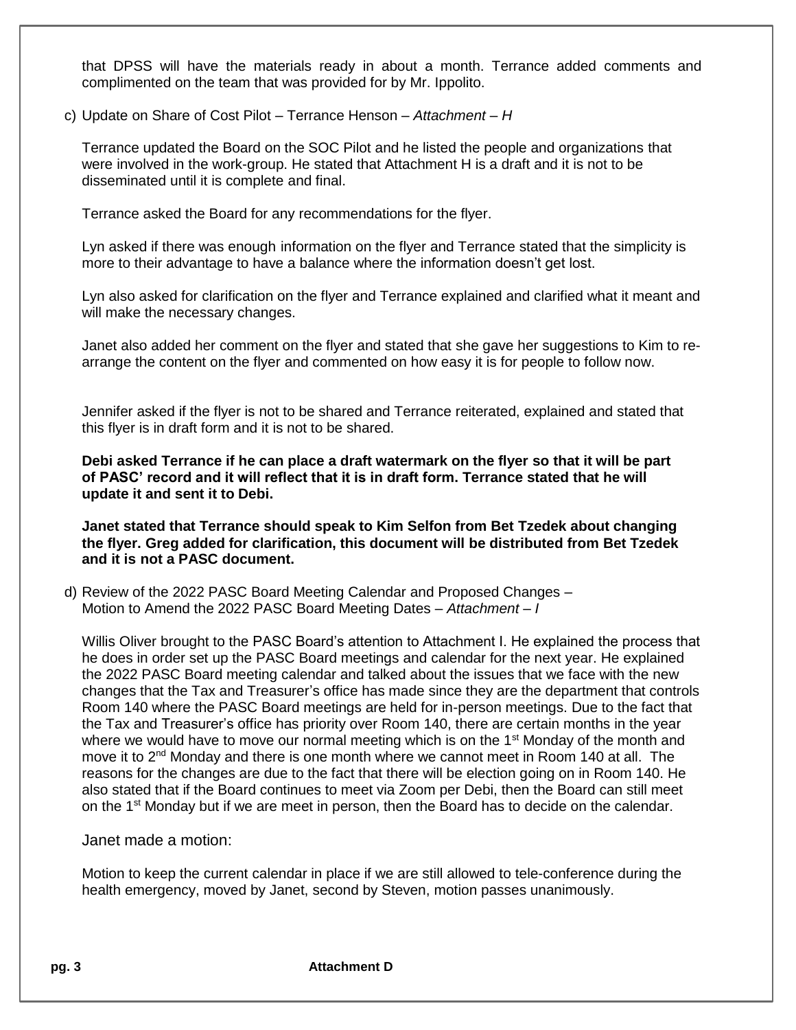that DPSS will have the materials ready in about a month. Terrance added comments and complimented on the team that was provided for by Mr. Ippolito.

c) Update on Share of Cost Pilot – Terrance Henson – *Attachment – H*

Terrance updated the Board on the SOC Pilot and he listed the people and organizations that were involved in the work-group. He stated that Attachment H is a draft and it is not to be disseminated until it is complete and final.

Terrance asked the Board for any recommendations for the flyer.

Lyn asked if there was enough information on the flyer and Terrance stated that the simplicity is more to their advantage to have a balance where the information doesn't get lost.

Lyn also asked for clarification on the flyer and Terrance explained and clarified what it meant and will make the necessary changes.

Janet also added her comment on the flyer and stated that she gave her suggestions to Kim to re-arrange the content on the flyer and commented on how easy it is for people to follow now.

Jennifer asked if the flyer is not to be shared and Terrance reiterated, explained and stated that this flyer is in draft form and it is not to be shared.

**Debi asked Terrance if he can place a draft watermark on the flyer so that it will be part of PASC' record and it will reflect that it is in draft form. Terrance stated that he will update it and sent it to Debi.**

**Janet stated that Terrance should speak to Kim Selfon from Bet Tzedek about changing the flyer. Greg added for clarification, this document will be distributed from Bet Tzedek and it is not a PASC document.**

d) Review of the 2022 PASC Board Meeting Calendar and Proposed Changes – Motion to Amend the 2022 PASC Board Meeting Dates – *Attachment – I*

Willis Oliver brought to the PASC Board's attention to Attachment I. He explained the process that he does in order set up the PASC Board meetings and calendar for the next year. He explained the 2022 PASC Board meeting calendar and talked about the issues that we face with the new changes that the Tax and Treasurer's office has made since they are the department that controls Room 140 where the PASC Board meetings are held for in-person meetings. Due to the fact that the Tax and Treasurer's office has priority over Room 140, there are certain months in the year where we would have to move our normal meeting which is on the 1st Monday of the month and move it to 2nd Monday and there is one month where we cannot meet in Room 140 at all. The reasons for the changes are due to the fact that there will be election going on in Room 140. He also stated that if the Board continues to meet via Zoom per Debi, then the Board can still meet on the 1st Monday but if we are meet in person, then the Board has to decide on the calendar.

Janet made a motion:

Motion to keep the current calendar in place if we are still allowed to tele-conference during the health emergency, moved by Janet, second by Steven, motion passes unanimously.

**Attachment D**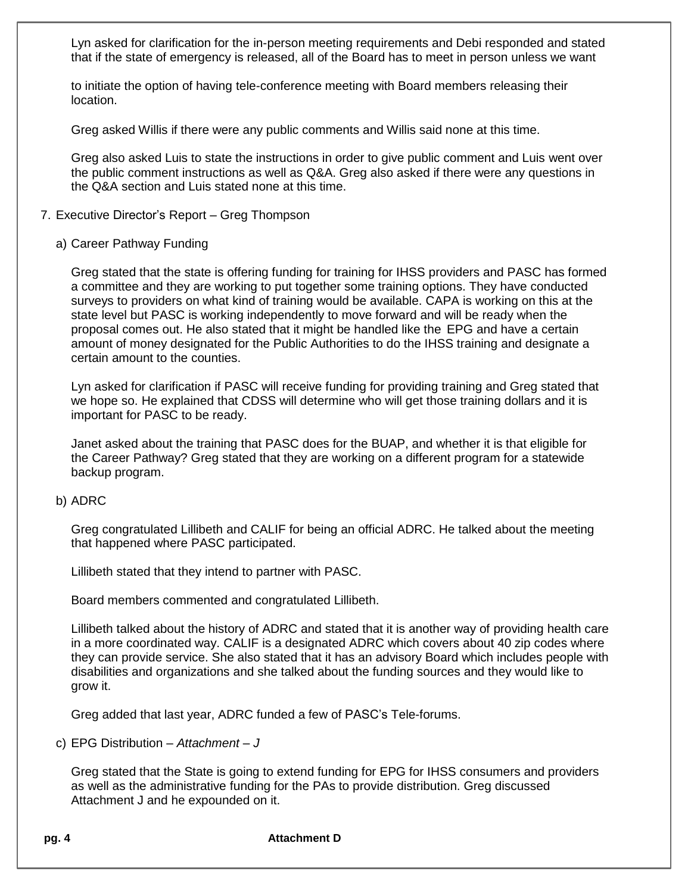Lyn asked for clarification for the in-person meeting requirements and Debi responded and stated that if the state of emergency is released, all of the Board has to meet in person unless we want

to initiate the option of having tele-conference meeting with Board members releasing their location.

Greg asked Willis if there were any public comments and Willis said none at this time.

Greg also asked Luis to state the instructions in order to give public comment and Luis went over the public comment instructions as well as Q&A. Greg also asked if there were any questions in the Q&A section and Luis stated none at this time.

7. Executive Director's Report – Greg Thompson

   a) Career Pathway Funding

   Greg stated that the state is offering funding for training for IHSS providers and PASC has formed a committee and they are working to put together some training options. They have conducted surveys to providers on what kind of training would be available. CAPA is working on this at the state level but PASC is working independently to move forward and will be ready when the proposal comes out. He also stated that it might be handled like the EPG and have a certain amount of money designated for the Public Authorities to do the IHSS training and designate a certain amount to the counties.

   Lyn asked for clarification if PASC will receive funding for providing training and Greg stated that we hope so. He explained that CDSS will determine who will get those training dollars and it is important for PASC to be ready.

   Janet asked about the training that PASC does for the BUAP, and whether it is that eligible for the Career Pathway? Greg stated that they are working on a different program for a statewide backup program.

   b) ADRC

   Greg congratulated Lillibeth and CALIF for being an official ADRC. He talked about the meeting that happened where PASC participated.

   Lillibeth stated that they intend to partner with PASC.

   Board members commented and congratulated Lillibeth.

   Lillibeth talked about the history of ADRC and stated that it is another way of providing health care in a more coordinated way. CALIF is a designated ADRC which covers about 40 zip codes where they can provide service. She also stated that it has an advisory Board which includes people with disabilities and organizations and she talked about the funding sources and they would like to grow it.

   Greg added that last year, ADRC funded a few of PASC's Tele-forums.

   c) EPG Distribution – *Attachment – J*

   Greg stated that the State is going to extend funding for EPG for IHSS consumers and providers as well as the administrative funding for the PAs to provide distribution. Greg discussed Attachment J and he expounded on it.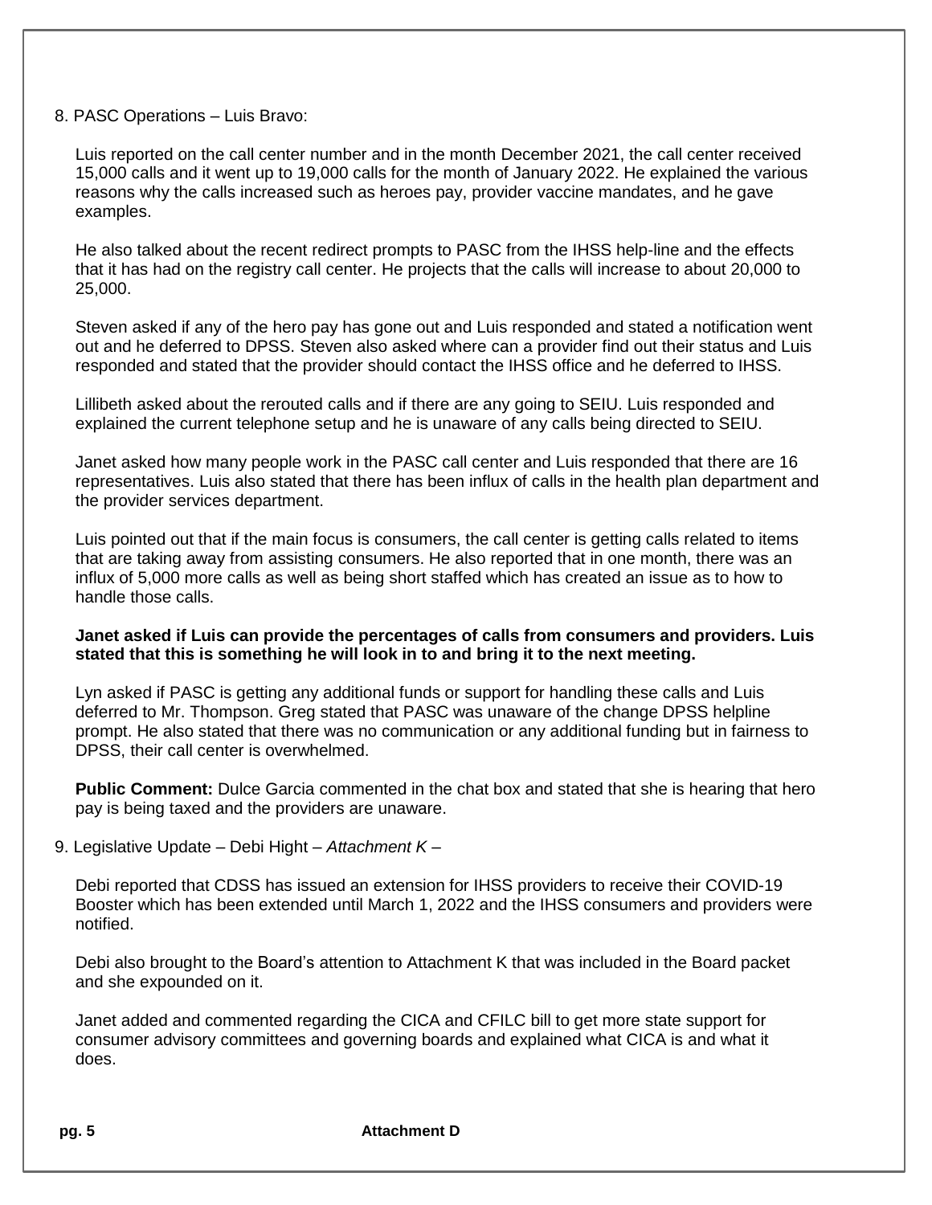8. PASC Operations – Luis Bravo:

Luis reported on the call center number and in the month December 2021, the call center received 15,000 calls and it went up to 19,000 calls for the month of January 2022. He explained the various reasons why the calls increased such as heroes pay, provider vaccine mandates, and he gave examples.

He also talked about the recent redirect prompts to PASC from the IHSS help-line and the effects that it has had on the registry call center. He projects that the calls will increase to about 20,000 to 25,000.

Steven asked if any of the hero pay has gone out and Luis responded and stated a notification went out and he deferred to DPSS. Steven also asked where can a provider find out their status and Luis responded and stated that the provider should contact the IHSS office and he deferred to IHSS.

Lillibeth asked about the rerouted calls and if there are any going to SEIU. Luis responded and explained the current telephone setup and he is unaware of any calls being directed to SEIU.

Janet asked how many people work in the PASC call center and Luis responded that there are 16 representatives. Luis also stated that there has been influx of calls in the health plan department and the provider services department.

Luis pointed out that if the main focus is consumers, the call center is getting calls related to items that are taking away from assisting consumers. He also reported that in one month, there was an influx of 5,000 more calls as well as being short staffed which has created an issue as to how to handle those calls.

**Janet asked if Luis can provide the percentages of calls from consumers and providers. Luis stated that this is something he will look in to and bring it to the next meeting.**

Lyn asked if PASC is getting any additional funds or support for handling these calls and Luis deferred to Mr. Thompson. Greg stated that PASC was unaware of the change DPSS helpline prompt. He also stated that there was no communication or any additional funding but in fairness to DPSS, their call center is overwhelmed.

**Public Comment:** Dulce Garcia commented in the chat box and stated that she is hearing that hero pay is being taxed and the providers are unaware.

9. Legislative Update – Debi Hight – *Attachment K* –

Debi reported that CDSS has issued an extension for IHSS providers to receive their COVID-19 Booster which has been extended until March 1, 2022 and the IHSS consumers and providers were notified.

Debi also brought to the Board's attention to Attachment K that was included in the Board packet and she expounded on it.

Janet added and commented regarding the CICA and CFILC bill to get more state support for consumer advisory committees and governing boards and explained what CICA is and what it does.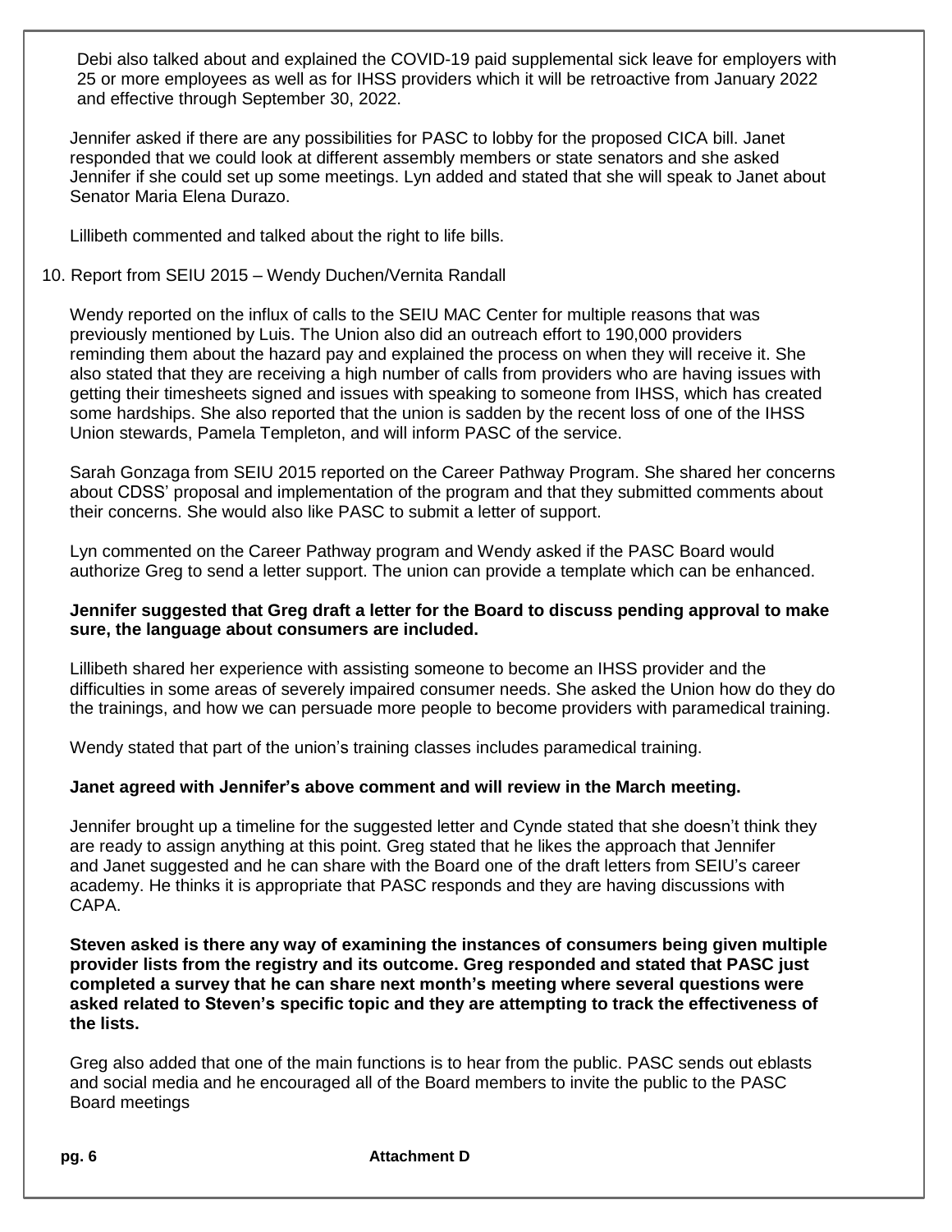Debi also talked about and explained the COVID-19 paid supplemental sick leave for employers with 25 or more employees as well as for IHSS providers which it will be retroactive from January 2022 and effective through September 30, 2022.

Jennifer asked if there are any possibilities for PASC to lobby for the proposed CICA bill. Janet responded that we could look at different assembly members or state senators and she asked Jennifer if she could set up some meetings. Lyn added and stated that she will speak to Janet about Senator Maria Elena Durazo.

Lillibeth commented and talked about the right to life bills.

10. Report from SEIU 2015 – Wendy Duchen/Vernita Randall

Wendy reported on the influx of calls to the SEIU MAC Center for multiple reasons that was previously mentioned by Luis. The Union also did an outreach effort to 190,000 providers reminding them about the hazard pay and explained the process on when they will receive it. She also stated that they are receiving a high number of calls from providers who are having issues with getting their timesheets signed and issues with speaking to someone from IHSS, which has created some hardships. She also reported that the union is sadden by the recent loss of one of the IHSS Union stewards, Pamela Templeton, and will inform PASC of the service.

Sarah Gonzaga from SEIU 2015 reported on the Career Pathway Program. She shared her concerns about CDSS' proposal and implementation of the program and that they submitted comments about their concerns. She would also like PASC to submit a letter of support.

Lyn commented on the Career Pathway program and Wendy asked if the PASC Board would authorize Greg to send a letter support. The union can provide a template which can be enhanced.

**Jennifer suggested that Greg draft a letter for the Board to discuss pending approval to make sure, the language about consumers are included.**

Lillibeth shared her experience with assisting someone to become an IHSS provider and the difficulties in some areas of severely impaired consumer needs. She asked the Union how do they do the trainings, and how we can persuade more people to become providers with paramedical training.

Wendy stated that part of the union's training classes includes paramedical training.

**Janet agreed with Jennifer's above comment and will review in the March meeting.**

Jennifer brought up a timeline for the suggested letter and Cynde stated that she doesn't think they are ready to assign anything at this point. Greg stated that he likes the approach that Jennifer and Janet suggested and he can share with the Board one of the draft letters from SEIU's career academy. He thinks it is appropriate that PASC responds and they are having discussions with CAPA.

**Steven asked is there any way of examining the instances of consumers being given multiple provider lists from the registry and its outcome. Greg responded and stated that PASC just completed a survey that he can share next month's meeting where several questions were asked related to Steven's specific topic and they are attempting to track the effectiveness of the lists.**

Greg also added that one of the main functions is to hear from the public. PASC sends out eblasts and social media and he encouraged all of the Board members to invite the public to the PASC Board meetings

**Attachment D**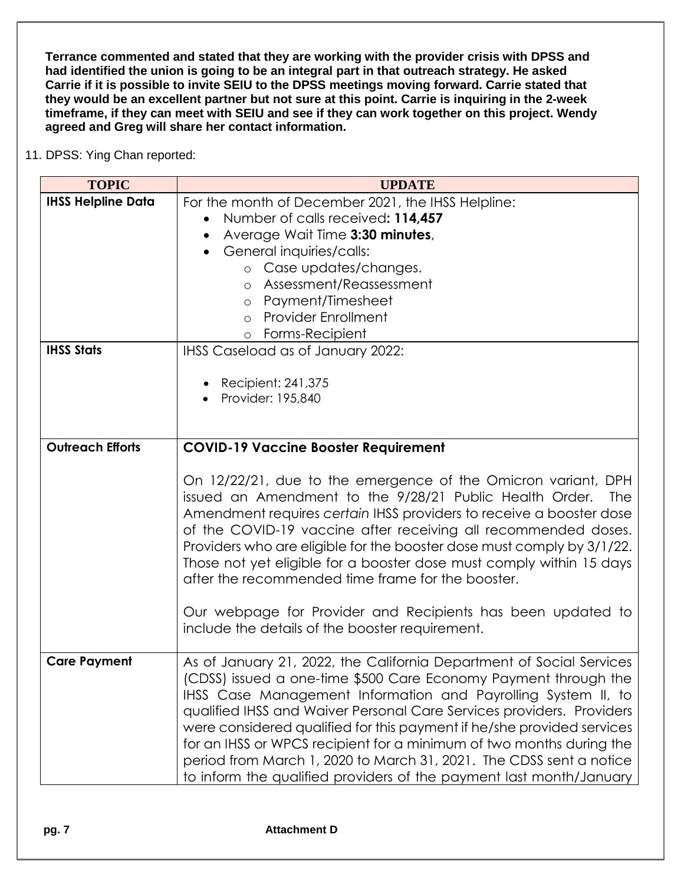**Terrance commented and stated that they are working with the provider crisis with DPSS and had identified the union is going to be an integral part in that outreach strategy. He asked Carrie if it is possible to invite SEIU to the DPSS meetings moving forward. Carrie stated that they would be an excellent partner but not sure at this point. Carrie is inquiring in the 2-week timeframe, if they can meet with SEIU and see if they can work together on this project. Wendy agreed and Greg will share her contact information.**

11. DPSS: Ying Chan reported:

| TOPIC | UPDATE |
|---|---|
| **IHSS Helpline Data** | For the month of December 2021, the IHSS Helpline:<br>• Number of calls received**: 114,457**<br>• Average Wait Time **3:30 minutes**,<br>• General inquiries/calls:<br>  o Case updates/changes.<br>  o Assessment/Reassessment<br>  o Payment/Timesheet<br>  o Provider Enrollment<br>  o Forms-Recipient |
| **IHSS Stats** | IHSS Caseload as of January 2022:<br>• Recipient: 241,375<br>• Provider: 195,840 |
| **Outreach Efforts** | **COVID-19 Vaccine Booster Requirement**<br><br>On 12/22/21, due to the emergence of the Omicron variant, DPH issued an Amendment to the 9/28/21 Public Health Order. The Amendment requires *certain* IHSS providers to receive a booster dose of the COVID-19 vaccine after receiving all recommended doses. Providers who are eligible for the booster dose must comply by 3/1/22. Those not yet eligible for a booster dose must comply within 15 days after the recommended time frame for the booster.<br><br>Our webpage for Provider and Recipients has been updated to include the details of the booster requirement. |
| **Care Payment** | As of January 21, 2022, the California Department of Social Services (CDSS) issued a one-time $500 Care Economy Payment through the IHSS Case Management Information and Payrolling System II, to qualified IHSS and Waiver Personal Care Services providers. Providers were considered qualified for this payment if he/she provided services for an IHSS or WPCS recipient for a minimum of two months during the period from March 1, 2020 to March 31, 2021. The CDSS sent a notice to inform the qualified providers of the payment last month/January |

Attachment D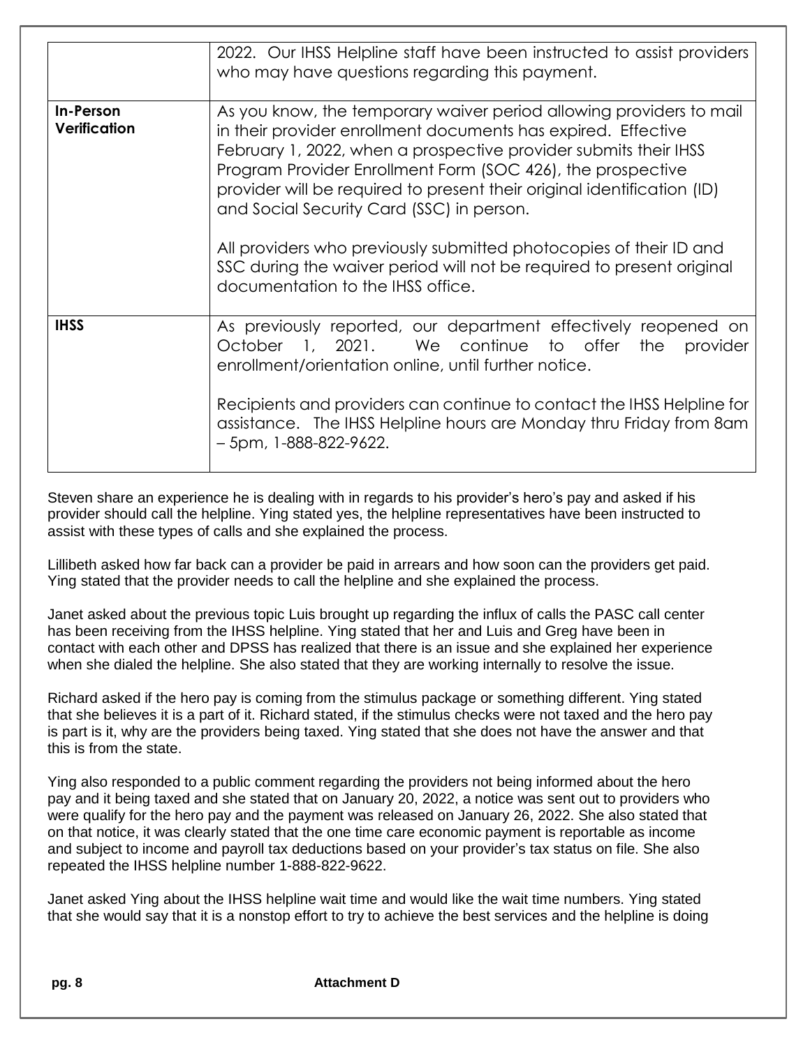| | |
|---|---|
| | 2022. Our IHSS Helpline staff have been instructed to assist providers who may have questions regarding this payment. |
| **In-Person Verification** | As you know, the temporary waiver period allowing providers to mail in their provider enrollment documents has expired. Effective February 1, 2022, when a prospective provider submits their IHSS Program Provider Enrollment Form (SOC 426), the prospective provider will be required to present their original identification (ID) and Social Security Card (SSC) in person.<br><br>All providers who previously submitted photocopies of their ID and SSC during the waiver period will not be required to present original documentation to the IHSS office. |
| **IHSS** | As previously reported, our department effectively reopened on October 1, 2021. We continue to offer the provider enrollment/orientation online, until further notice.<br><br>Recipients and providers can continue to contact the IHSS Helpline for assistance. The IHSS Helpline hours are Monday thru Friday from 8am – 5pm, 1-888-822-9622. |

Steven share an experience he is dealing with in regards to his provider's hero's pay and asked if his provider should call the helpline. Ying stated yes, the helpline representatives have been instructed to assist with these types of calls and she explained the process.

Lillibeth asked how far back can a provider be paid in arrears and how soon can the providers get paid. Ying stated that the provider needs to call the helpline and she explained the process.

Janet asked about the previous topic Luis brought up regarding the influx of calls the PASC call center has been receiving from the IHSS helpline. Ying stated that her and Luis and Greg have been in contact with each other and DPSS has realized that there is an issue and she explained her experience when she dialed the helpline. She also stated that they are working internally to resolve the issue.

Richard asked if the hero pay is coming from the stimulus package or something different. Ying stated that she believes it is a part of it. Richard stated, if the stimulus checks were not taxed and the hero pay is part is it, why are the providers being taxed. Ying stated that she does not have the answer and that this is from the state.

Ying also responded to a public comment regarding the providers not being informed about the hero pay and it being taxed and she stated that on January 20, 2022, a notice was sent out to providers who were qualify for the hero pay and the payment was released on January 26, 2022. She also stated that on that notice, it was clearly stated that the one time care economic payment is reportable as income and subject to income and payroll tax deductions based on your provider's tax status on file. She also repeated the IHSS helpline number 1-888-822-9622.

Janet asked Ying about the IHSS helpline wait time and would like the wait time numbers. Ying stated that she would say that it is a nonstop effort to try to achieve the best services and the helpline is doing

Attachment D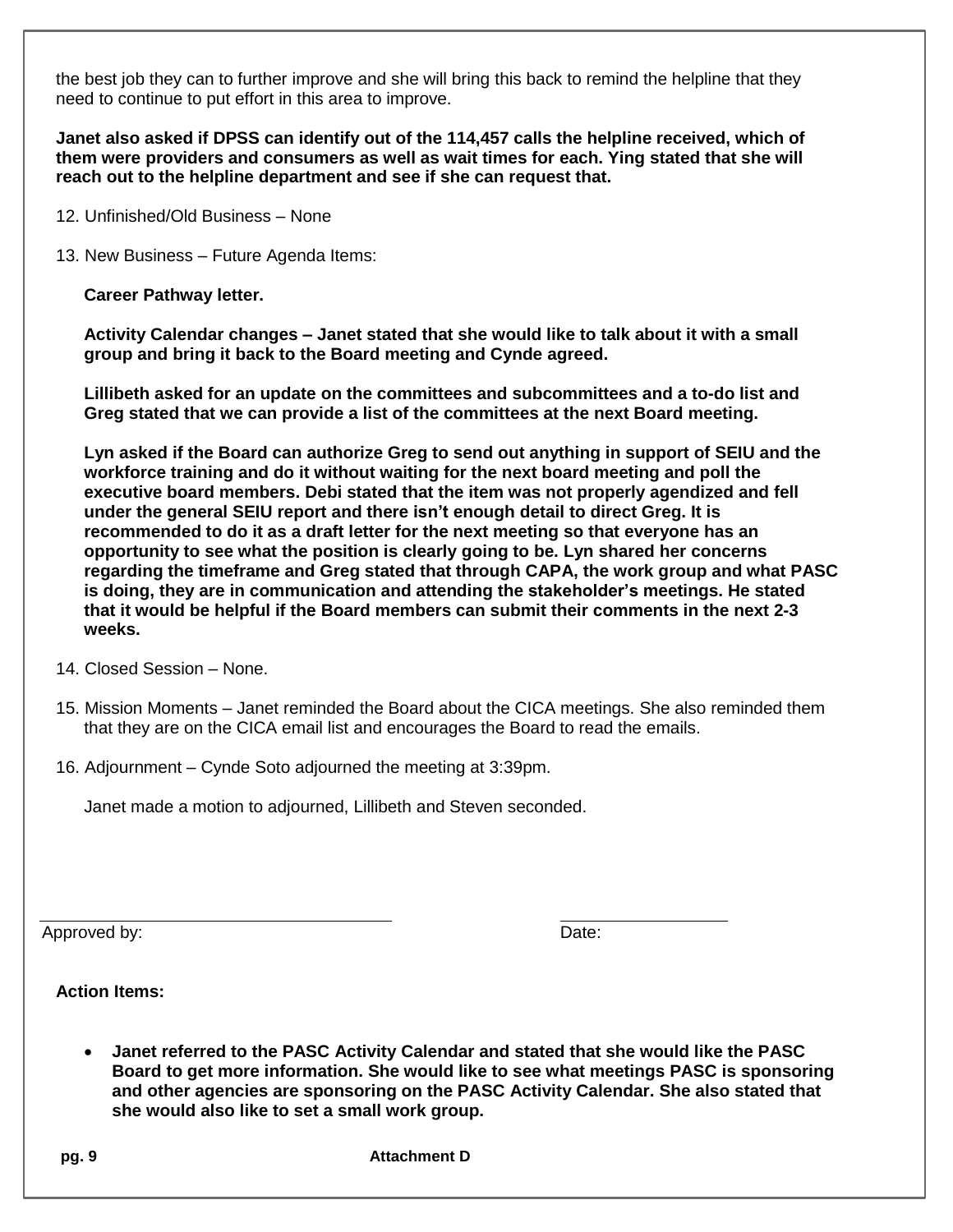the best job they can to further improve and she will bring this back to remind the helpline that they need to continue to put effort in this area to improve.

**Janet also asked if DPSS can identify out of the 114,457 calls the helpline received, which of them were providers and consumers as well as wait times for each. Ying stated that she will reach out to the helpline department and see if she can request that.**

12. Unfinished/Old Business – None

13. New Business – Future Agenda Items:

    **Career Pathway letter.**

    **Activity Calendar changes – Janet stated that she would like to talk about it with a small group and bring it back to the Board meeting and Cynde agreed.**

    **Lillibeth asked for an update on the committees and subcommittees and a to-do list and Greg stated that we can provide a list of the committees at the next Board meeting.**

    **Lyn asked if the Board can authorize Greg to send out anything in support of SEIU and the workforce training and do it without waiting for the next board meeting and poll the executive board members. Debi stated that the item was not properly agendized and fell under the general SEIU report and there isn't enough detail to direct Greg. It is recommended to do it as a draft letter for the next meeting so that everyone has an opportunity to see what the position is clearly going to be. Lyn shared her concerns regarding the timeframe and Greg stated that through CAPA, the work group and what PASC is doing, they are in communication and attending the stakeholder's meetings. He stated that it would be helpful if the Board members can submit their comments in the next 2-3 weeks.**

14. Closed Session – None.

15. Mission Moments – Janet reminded the Board about the CICA meetings. She also reminded them that they are on the CICA email list and encourages the Board to read the emails.

16. Adjournment – Cynde Soto adjourned the meeting at 3:39pm.

    Janet made a motion to adjourned, Lillibeth and Steven seconded.

Approved by: \_\_\_\_\_\_\_\_\_\_\_\_\_\_\_\_\_\_\_\_ Date: \_\_\_\_\_\_\_\_\_\_

**Action Items:**

- **Janet referred to the PASC Activity Calendar and stated that she would like the PASC Board to get more information. She would like to see what meetings PASC is sponsoring and other agencies are sponsoring on the PASC Activity Calendar. She also stated that she would also like to set a small work group.**

**Attachment D**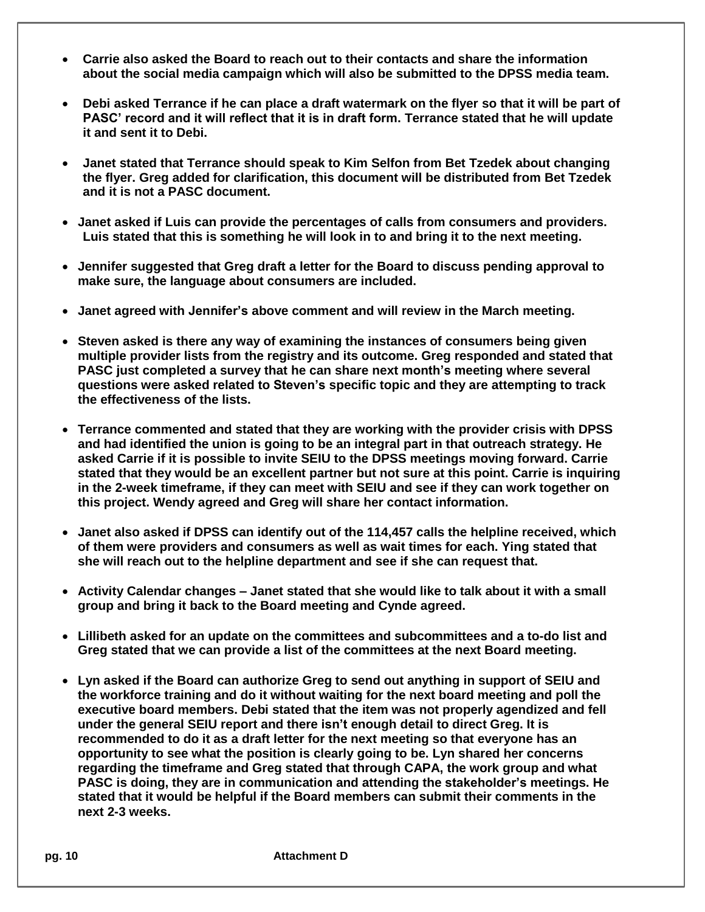- **Carrie also asked the Board to reach out to their contacts and share the information about the social media campaign which will also be submitted to the DPSS media team.**

- **Debi asked Terrance if he can place a draft watermark on the flyer so that it will be part of PASC' record and it will reflect that it is in draft form. Terrance stated that he will update it and sent it to Debi.**

- **Janet stated that Terrance should speak to Kim Selfon from Bet Tzedek about changing the flyer. Greg added for clarification, this document will be distributed from Bet Tzedek and it is not a PASC document.**

- **Janet asked if Luis can provide the percentages of calls from consumers and providers. Luis stated that this is something he will look in to and bring it to the next meeting.**

- **Jennifer suggested that Greg draft a letter for the Board to discuss pending approval to make sure, the language about consumers are included.**

- **Janet agreed with Jennifer's above comment and will review in the March meeting.**

- **Steven asked is there any way of examining the instances of consumers being given multiple provider lists from the registry and its outcome. Greg responded and stated that PASC just completed a survey that he can share next month's meeting where several questions were asked related to Steven's specific topic and they are attempting to track the effectiveness of the lists.**

- **Terrance commented and stated that they are working with the provider crisis with DPSS and had identified the union is going to be an integral part in that outreach strategy. He asked Carrie if it is possible to invite SEIU to the DPSS meetings moving forward. Carrie stated that they would be an excellent partner but not sure at this point. Carrie is inquiring in the 2-week timeframe, if they can meet with SEIU and see if they can work together on this project. Wendy agreed and Greg will share her contact information.**

- **Janet also asked if DPSS can identify out of the 114,457 calls the helpline received, which of them were providers and consumers as well as wait times for each. Ying stated that she will reach out to the helpline department and see if she can request that.**

- **Activity Calendar changes – Janet stated that she would like to talk about it with a small group and bring it back to the Board meeting and Cynde agreed.**

- **Lillibeth asked for an update on the committees and subcommittees and a to-do list and Greg stated that we can provide a list of the committees at the next Board meeting.**

- **Lyn asked if the Board can authorize Greg to send out anything in support of SEIU and the workforce training and do it without waiting for the next board meeting and poll the executive board members. Debi stated that the item was not properly agendized and fell under the general SEIU report and there isn't enough detail to direct Greg. It is recommended to do it as a draft letter for the next meeting so that everyone has an opportunity to see what the position is clearly going to be. Lyn shared her concerns regarding the timeframe and Greg stated that through CAPA, the work group and what PASC is doing, they are in communication and attending the stakeholder's meetings. He stated that it would be helpful if the Board members can submit their comments in the next 2-3 weeks.**

**Attachment D**